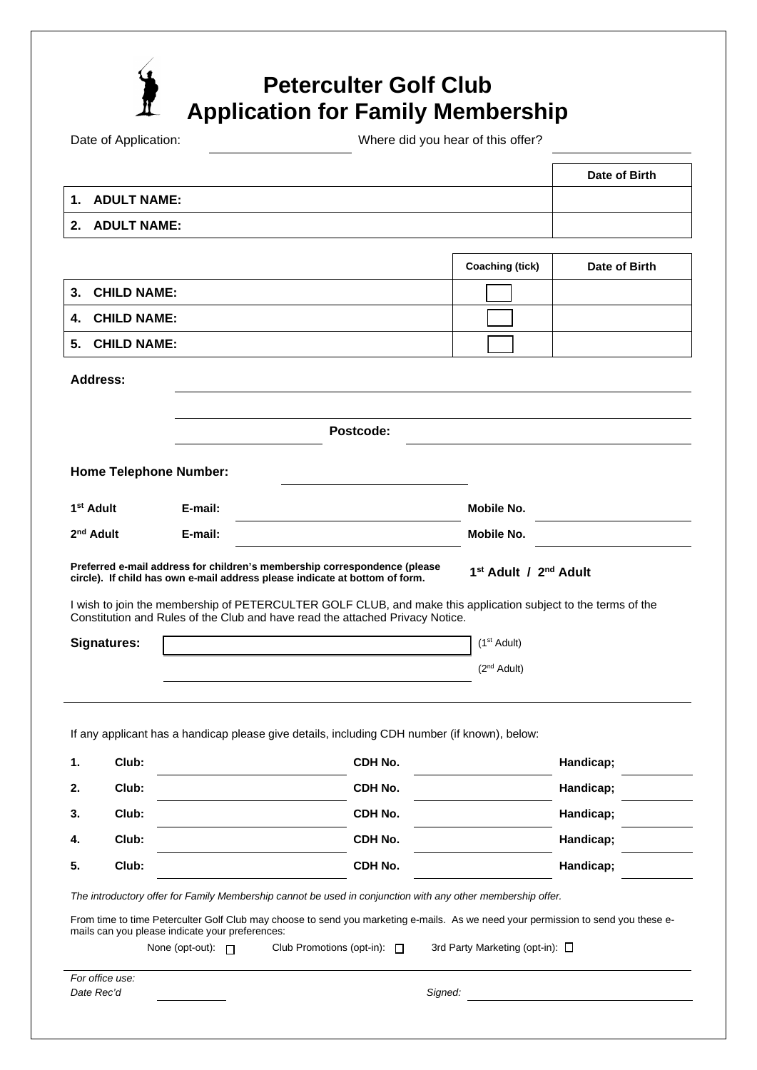# Peterculter Golf Club
# Application for Family Membership

Date of Application: ____________________ Where did you hear of this offer? ____________________

| | Date of Birth |
|---|---|
| **1. ADULT NAME:** | |
| **2. ADULT NAME:** | |

| | Coaching (tick) | Date of Birth |
|---|---|---|
| **3. CHILD NAME:** | ☐ | |
| **4. CHILD NAME:** | ☐ | |
| **5. CHILD NAME:** | ☐ | |

**Address:** ____________________________________________

____________________________________________

____________________ **Postcode:** ____________________

**Home Telephone Number:** ____________________

**1st Adult** **E-mail:** ____________________ **Mobile No.** ____________________

**2nd Adult** **E-mail:** ____________________ **Mobile No.** ____________________

**Preferred e-mail address for children's membership correspondence (please circle). If child has own e-mail address please indicate at bottom of form.** **1st Adult / 2nd Adult**

I wish to join the membership of PETERCULTER GOLF CLUB, and make this application subject to the terms of the Constitution and Rules of the Club and have read the attached Privacy Notice.

**Signatures:** ____________________ (1st Adult)

____________________ (2nd Adult)

---

If any applicant has a handicap please give details, including CDH number (if known), below:

| | Club: | | CDH No. | | Handicap; | |
|---|---|---|---|---|---|---|
| **1.** | **Club:** | | **CDH No.** | | **Handicap;** | |
| **2.** | **Club:** | | **CDH No.** | | **Handicap;** | |
| **3.** | **Club:** | | **CDH No.** | | **Handicap;** | |
| **4.** | **Club:** | | **CDH No.** | | **Handicap;** | |
| **5.** | **Club:** | | **CDH No.** | | **Handicap;** | |

*The introductory offer for Family Membership cannot be used in conjunction with any other membership offer.*

From time to time Peterculter Golf Club may choose to send you marketing e-mails. As we need your permission to send you these e-mails can you please indicate your preferences:

None (opt-out): ☐ Club Promotions (opt-in): ☐ 3rd Party Marketing (opt-in): ☐

---

*For office use:*

*Date Rec'd* __________ *Signed:* ____________________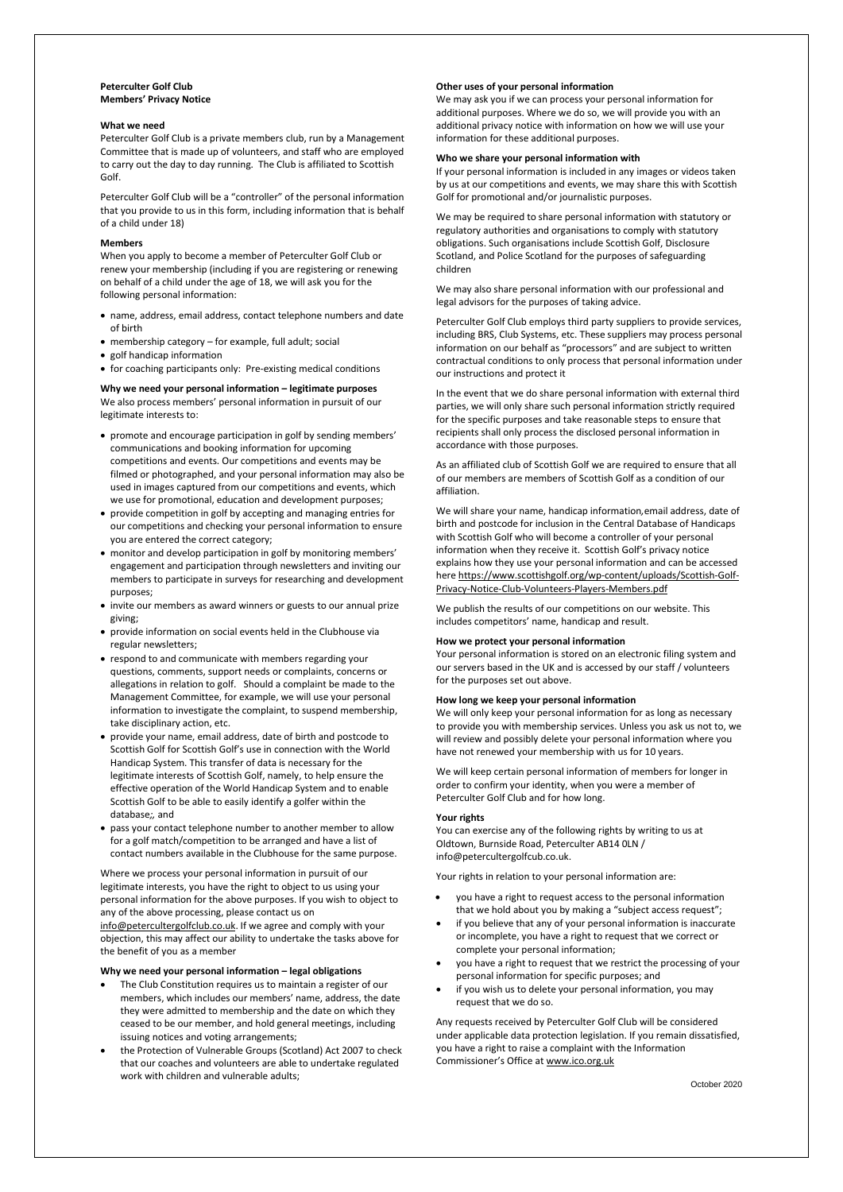**Peterculter Golf Club**
**Members' Privacy Notice**

**What we need**

Peterculter Golf Club is a private members club, run by a Management Committee that is made up of volunteers, and staff who are employed to carry out the day to day running. The Club is affiliated to Scottish Golf.

Peterculter Golf Club will be a "controller" of the personal information that you provide to us in this form, including information that is behalf of a child under 18)

**Members**

When you apply to become a member of Peterculter Golf Club or renew your membership (including if you are registering or renewing on behalf of a child under the age of 18, we will ask you for the following personal information:

- name, address, email address, contact telephone numbers and date of birth
- membership category – for example, full adult; social
- golf handicap information
- for coaching participants only: Pre-existing medical conditions

**Why we need your personal information – legitimate purposes**

We also process members' personal information in pursuit of our legitimate interests to:

- promote and encourage participation in golf by sending members' communications and booking information for upcoming competitions and events. Our competitions and events may be filmed or photographed, and your personal information may also be used in images captured from our competitions and events, which we use for promotional, education and development purposes;
- provide competition in golf by accepting and managing entries for our competitions and checking your personal information to ensure you are entered the correct category;
- monitor and develop participation in golf by monitoring members' engagement and participation through newsletters and inviting our members to participate in surveys for researching and development purposes;
- invite our members as award winners or guests to our annual prize giving;
- provide information on social events held in the Clubhouse via regular newsletters;
- respond to and communicate with members regarding your questions, comments, support needs or complaints, concerns or allegations in relation to golf. Should a complaint be made to the Management Committee, for example, we will use your personal information to investigate the complaint, to suspend membership, take disciplinary action, etc.
- provide your name, email address, date of birth and postcode to Scottish Golf for Scottish Golf's use in connection with the World Handicap System. This transfer of data is necessary for the legitimate interests of Scottish Golf, namely, to help ensure the effective operation of the World Handicap System and to enable Scottish Golf to be able to easily identify a golfer within the database;, and
- pass your contact telephone number to another member to allow for a golf match/competition to be arranged and have a list of contact numbers available in the Clubhouse for the same purpose.

Where we process your personal information in pursuit of our legitimate interests, you have the right to object to us using your personal information for the above purposes. If you wish to object to any of the above processing, please contact us on info@petercultergolfclub.co.uk. If we agree and comply with your objection, this may affect our ability to undertake the tasks above for the benefit of you as a member

**Why we need your personal information – legal obligations**

- The Club Constitution requires us to maintain a register of our members, which includes our members' name, address, the date they were admitted to membership and the date on which they ceased to be our member, and hold general meetings, including issuing notices and voting arrangements;
- the Protection of Vulnerable Groups (Scotland) Act 2007 to check that our coaches and volunteers are able to undertake regulated work with children and vulnerable adults;

**Other uses of your personal information**

We may ask you if we can process your personal information for additional purposes. Where we do so, we will provide you with an additional privacy notice with information on how we will use your information for these additional purposes.

**Who we share your personal information with**

If your personal information is included in any images or videos taken by us at our competitions and events, we may share this with Scottish Golf for promotional and/or journalistic purposes.

We may be required to share personal information with statutory or regulatory authorities and organisations to comply with statutory obligations. Such organisations include Scottish Golf, Disclosure Scotland, and Police Scotland for the purposes of safeguarding children

We may also share personal information with our professional and legal advisors for the purposes of taking advice.

Peterculter Golf Club employs third party suppliers to provide services, including BRS, Club Systems, etc. These suppliers may process personal information on our behalf as "processors" and are subject to written contractual conditions to only process that personal information under our instructions and protect it

In the event that we do share personal information with external third parties, we will only share such personal information strictly required for the specific purposes and take reasonable steps to ensure that recipients shall only process the disclosed personal information in accordance with those purposes.

As an affiliated club of Scottish Golf we are required to ensure that all of our members are members of Scottish Golf as a condition of our affiliation.

We will share your name, handicap information, email address, date of birth and postcode for inclusion in the Central Database of Handicaps with Scottish Golf who will become a controller of your personal information when they receive it. Scottish Golf's privacy notice explains how they use your personal information and can be accessed here https://www.scottishgolf.org/wp-content/uploads/Scottish-Golf-Privacy-Notice-Club-Volunteers-Players-Members.pdf

We publish the results of our competitions on our website. This includes competitors' name, handicap and result.

**How we protect your personal information**

Your personal information is stored on an electronic filing system and our servers based in the UK and is accessed by our staff / volunteers for the purposes set out above.

**How long we keep your personal information**

We will only keep your personal information for as long as necessary to provide you with membership services. Unless you ask us not to, we will review and possibly delete your personal information where you have not renewed your membership with us for 10 years.

We will keep certain personal information of members for longer in order to confirm your identity, when you were a member of Peterculter Golf Club and for how long.

**Your rights**

You can exercise any of the following rights by writing to us at Oldtown, Burnside Road, Peterculter AB14 0LN / info@petercultergolfcub.co.uk.

Your rights in relation to your personal information are:

- you have a right to request access to the personal information that we hold about you by making a "subject access request";
- if you believe that any of your personal information is inaccurate or incomplete, you have a right to request that we correct or complete your personal information;
- you have a right to request that we restrict the processing of your personal information for specific purposes; and
- if you wish us to delete your personal information, you may request that we do so.

Any requests received by Peterculter Golf Club will be considered under applicable data protection legislation. If you remain dissatisfied, you have a right to raise a complaint with the Information Commissioner's Office at www.ico.org.uk

October 2020